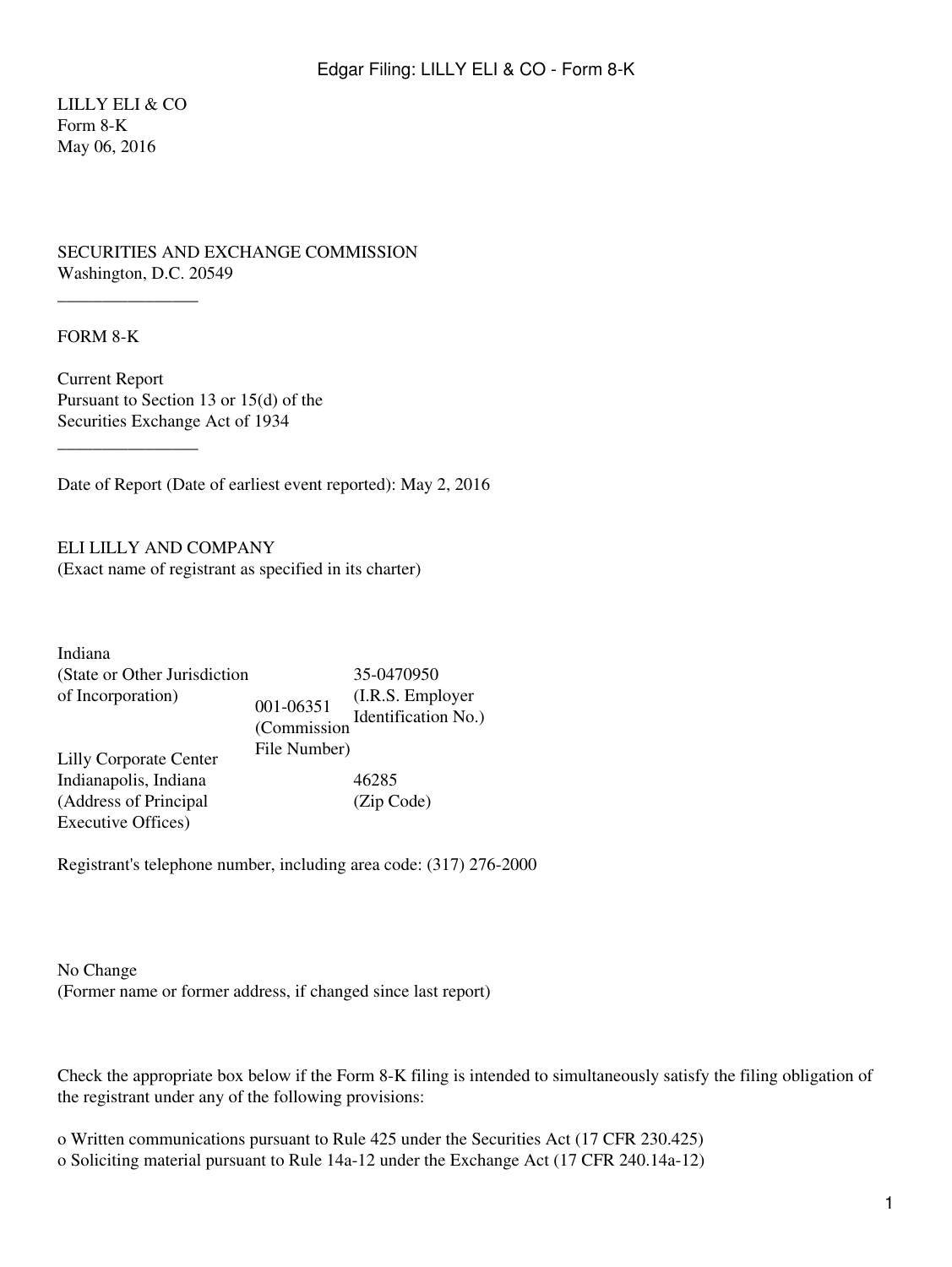LILLY ELI & CO
Form 8-K
May 06, 2016

SECURITIES AND EXCHANGE COMMISSION
Washington, D.C. 20549

________________

FORM 8-K

Current Report
Pursuant to Section 13 or 15(d) of the
Securities Exchange Act of 1934

________________

Date of Report (Date of earliest event reported): May 2, 2016

ELI LILLY AND COMPANY
(Exact name of registrant as specified in its charter)

| Indiana<br>(State or Other Jurisdiction of Incorporation) | 001-06351<br>(Commission File Number) | 35-0470950<br>(I.R.S. Employer Identification No.) |
|---|---|---|
| Lilly Corporate Center<br>Indianapolis, Indiana<br>(Address of Principal Executive Offices) | | 46285<br>(Zip Code) |

Registrant's telephone number, including area code: (317) 276-2000

No Change
(Former name or former address, if changed since last report)

Check the appropriate box below if the Form 8-K filing is intended to simultaneously satisfy the filing obligation of the registrant under any of the following provisions:

o Written communications pursuant to Rule 425 under the Securities Act (17 CFR 230.425)
o Soliciting material pursuant to Rule 14a-12 under the Exchange Act (17 CFR 240.14a-12)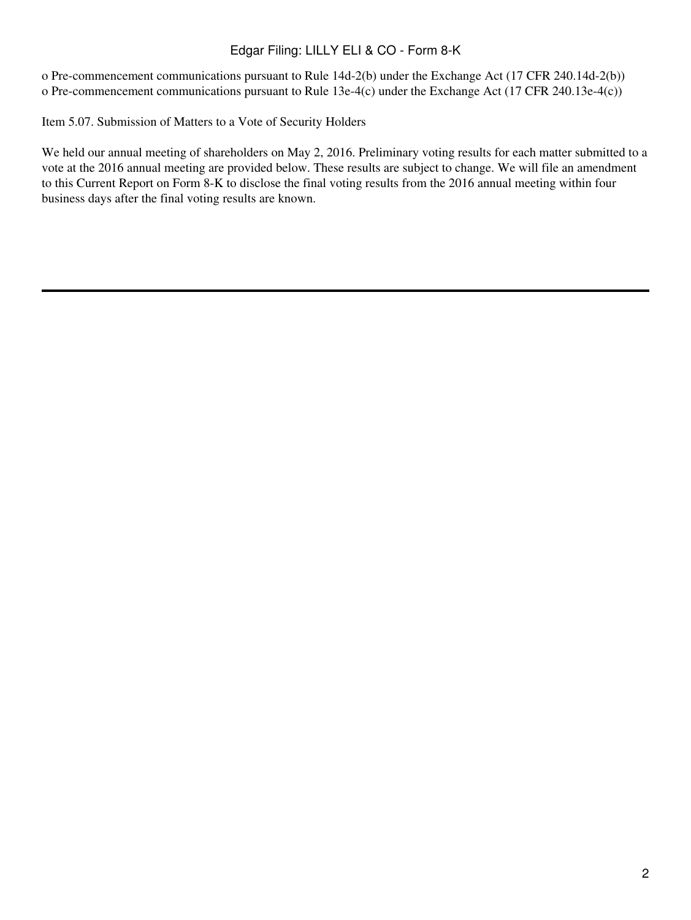o Pre-commencement communications pursuant to Rule 14d-2(b) under the Exchange Act (17 CFR 240.14d-2(b))
o Pre-commencement communications pursuant to Rule 13e-4(c) under the Exchange Act (17 CFR 240.13e-4(c))

Item 5.07. Submission of Matters to a Vote of Security Holders

We held our annual meeting of shareholders on May 2, 2016. Preliminary voting results for each matter submitted to a vote at the 2016 annual meeting are provided below. These results are subject to change. We will file an amendment to this Current Report on Form 8-K to disclose the final voting results from the 2016 annual meeting within four business days after the final voting results are known.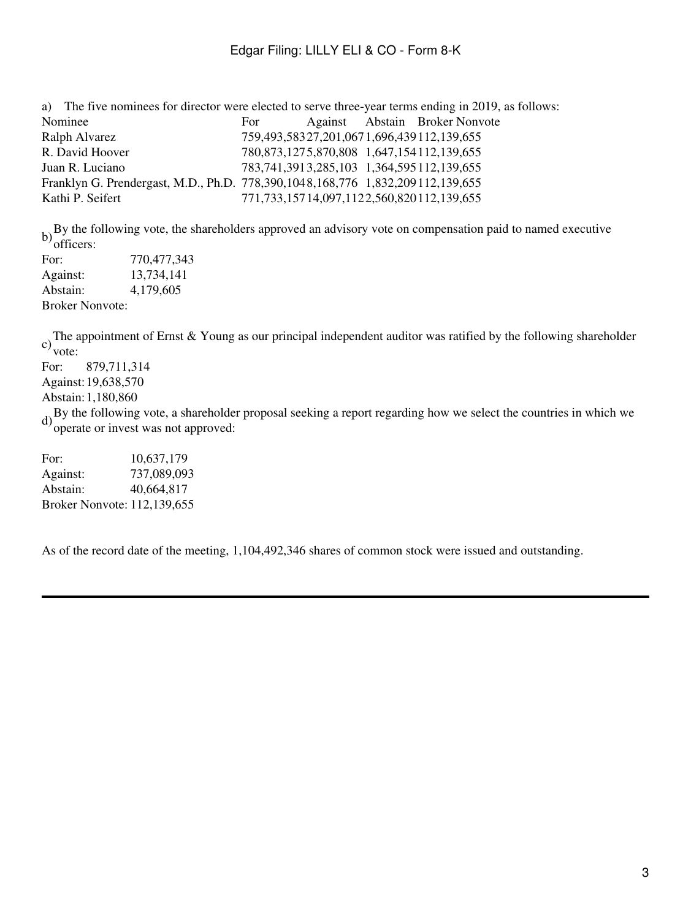a) The five nominees for director were elected to serve three-year terms ending in 2019, as follows:

| Nominee | For | Against | Abstain | Broker Nonvote |
| --- | --- | --- | --- | --- |
| Ralph Alvarez | 759,493,583 | 27,201,067 | 1,696,439 | 112,139,655 |
| R. David Hoover | 780,873,127 | 5,870,808 | 1,647,154 | 112,139,655 |
| Juan R. Luciano | 783,741,391 | 3,285,103 | 1,364,595 | 112,139,655 |
| Franklyn G. Prendergast, M.D., Ph.D. | 778,390,104 | 8,168,776 | 1,832,209 | 112,139,655 |
| Kathi P. Seifert | 771,733,157 | 14,097,112 | 2,560,820 | 112,139,655 |

b) By the following vote, the shareholders approved an advisory vote on compensation paid to named executive officers:

| | |
| --- | --- |
| For: | 770,477,343 |
| Against: | 13,734,141 |
| Abstain: | 4,179,605 |
| Broker Nonvote: | |

c) The appointment of Ernst & Young as our principal independent auditor was ratified by the following shareholder vote:

| | |
| --- | --- |
| For: | 879,711,314 |
| Against: | 19,638,570 |
| Abstain: | 1,180,860 |

d) By the following vote, a shareholder proposal seeking a report regarding how we select the countries in which we operate or invest was not approved:

| | |
| --- | --- |
| For: | 10,637,179 |
| Against: | 737,089,093 |
| Abstain: | 40,664,817 |
| Broker Nonvote: | 112,139,655 |

As of the record date of the meeting, 1,104,492,346 shares of common stock were issued and outstanding.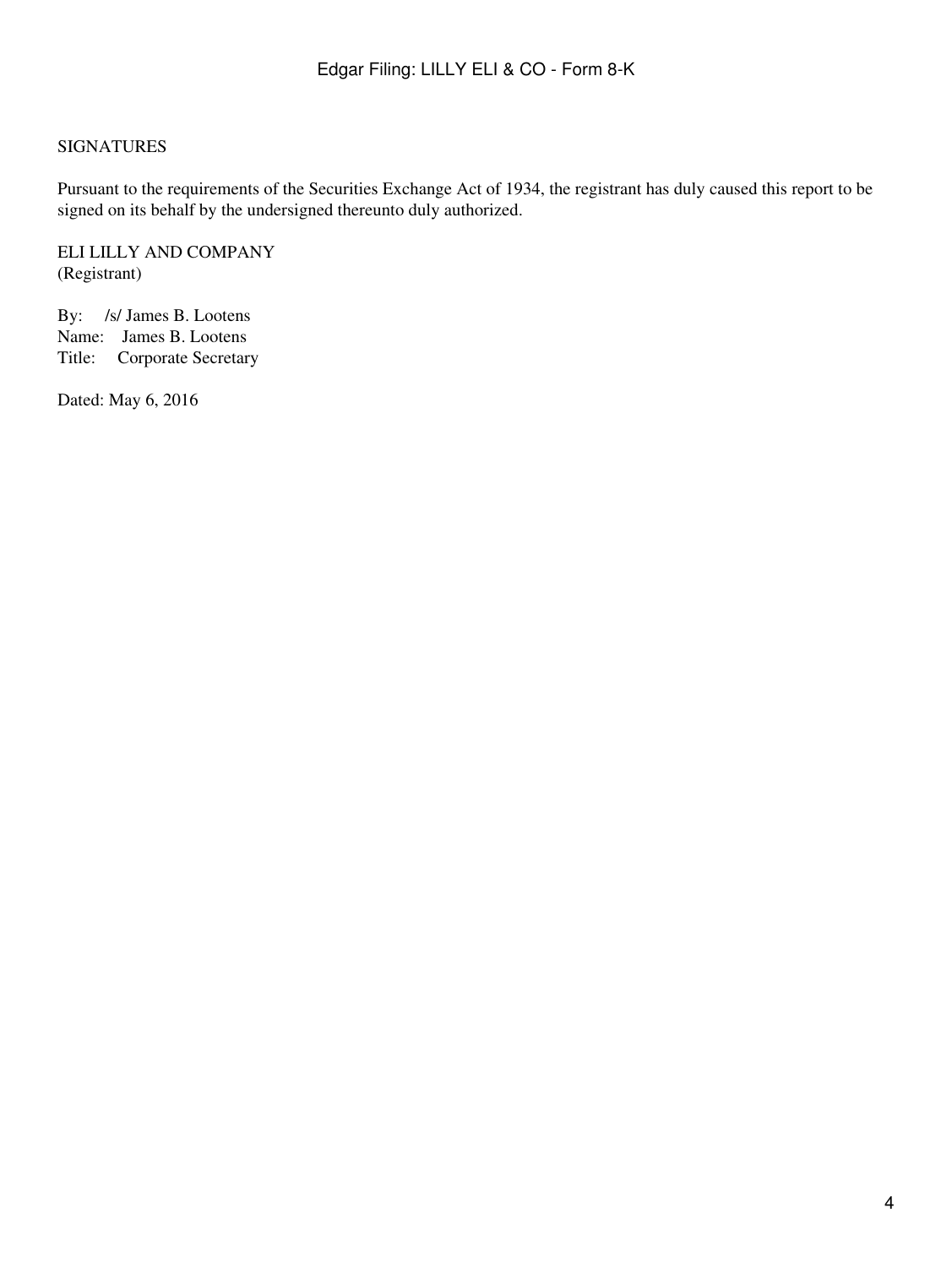SIGNATURES

Pursuant to the requirements of the Securities Exchange Act of 1934, the registrant has duly caused this report to be signed on its behalf by the undersigned thereunto duly authorized.

ELI LILLY AND COMPANY
(Registrant)

By: /s/ James B. Lootens
Name: James B. Lootens
Title: Corporate Secretary

Dated: May 6, 2016